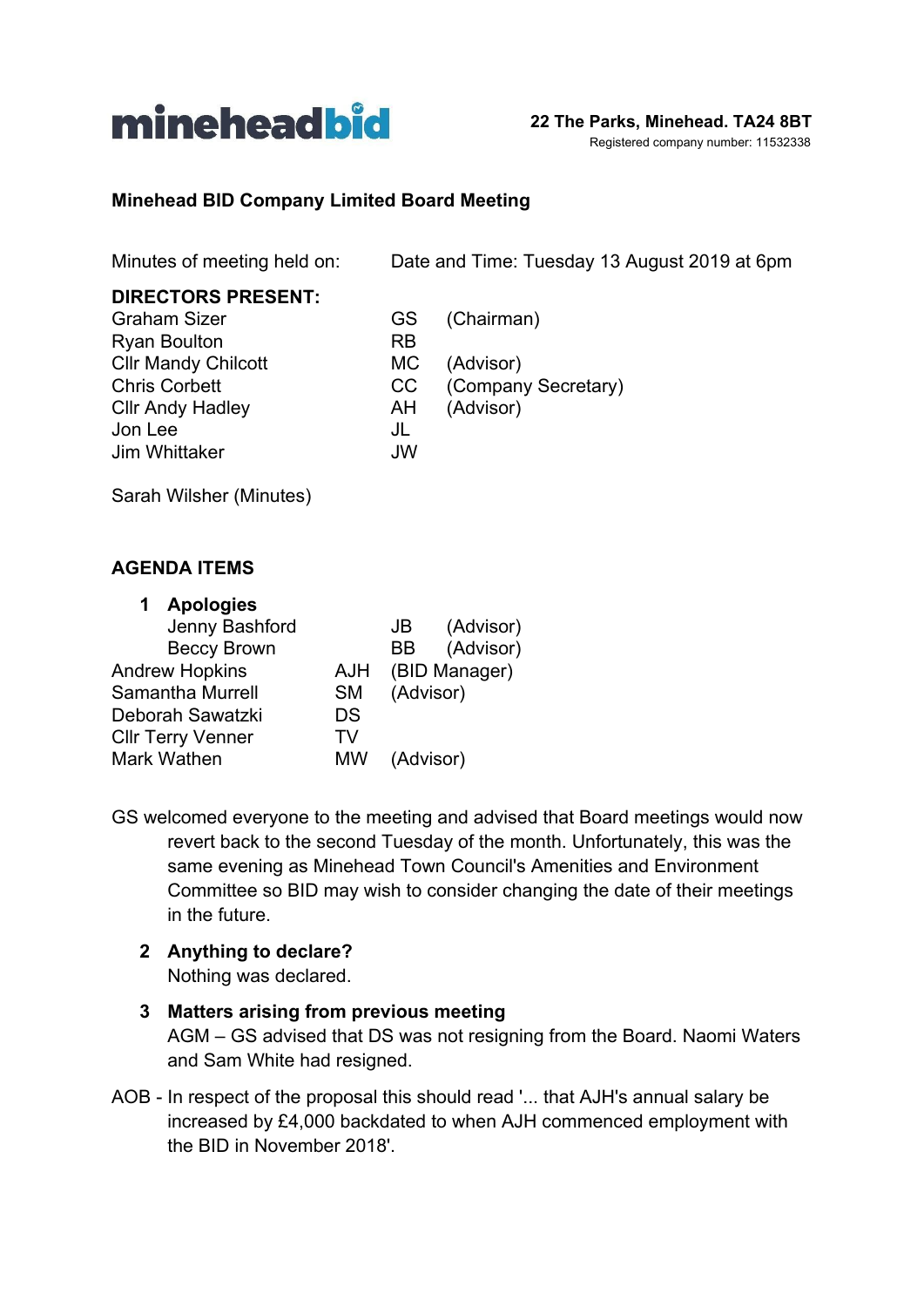**mineheadbid**

**22 The Parks, Minehead. TA24 8BT**
Registered company number: 11532338

**Minehead BID Company Limited Board Meeting**

Minutes of meeting held on: Date and Time: Tuesday 13 August 2019 at 6pm

**DIRECTORS PRESENT:**

| | | |
|---|---|---|
| Graham Sizer | GS | (Chairman) |
| Ryan Boulton | RB | |
| Cllr Mandy Chilcott | MC | (Advisor) |
| Chris Corbett | CC | (Company Secretary) |
| Cllr Andy Hadley | AH | (Advisor) |
| Jon Lee | JL | |
| Jim Whittaker | JW | |

Sarah Wilsher (Minutes)

**AGENDA ITEMS**

1. **Apologies**

| | | |
|---|---|---|
| Jenny Bashford | JB | (Advisor) |
| Beccy Brown | BB | (Advisor) |
| Andrew Hopkins | AJH | (BID Manager) |
| Samantha Murrell | SM | (Advisor) |
| Deborah Sawatzki | DS | |
| Cllr Terry Venner | TV | |
| Mark Wathen | MW | (Advisor) |

GS welcomed everyone to the meeting and advised that Board meetings would now revert back to the second Tuesday of the month. Unfortunately, this was the same evening as Minehead Town Council's Amenities and Environment Committee so BID may wish to consider changing the date of their meetings in the future.

2. **Anything to declare?**
   Nothing was declared.

3. **Matters arising from previous meeting**
   AGM – GS advised that DS was not resigning from the Board. Naomi Waters and Sam White had resigned.

AOB - In respect of the proposal this should read '... that AJH's annual salary be increased by £4,000 backdated to when AJH commenced employment with the BID in November 2018'.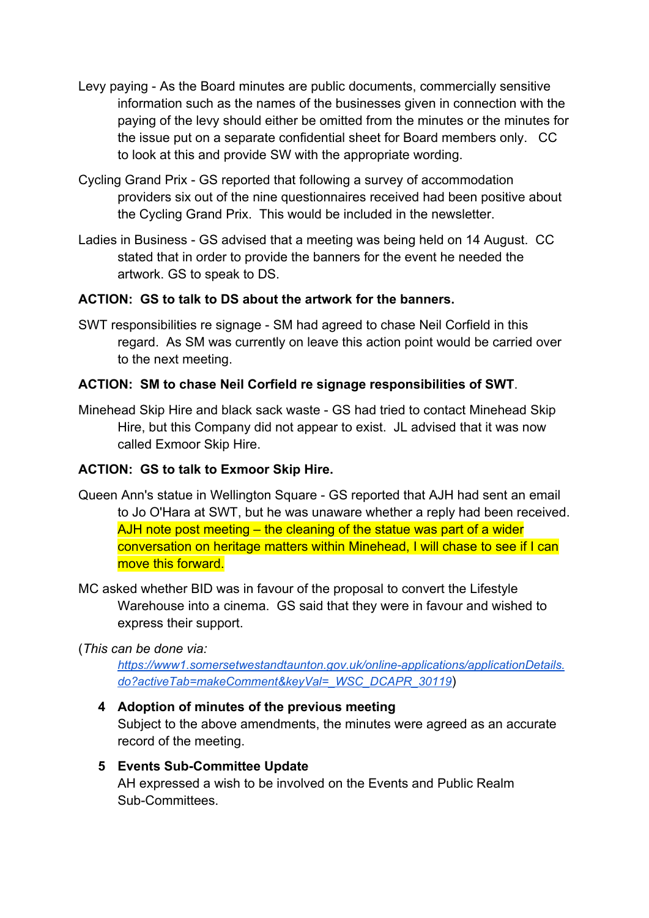Levy paying - As the Board minutes are public documents, commercially sensitive information such as the names of the businesses given in connection with the paying of the levy should either be omitted from the minutes or the minutes for the issue put on a separate confidential sheet for Board members only. CC to look at this and provide SW with the appropriate wording.

Cycling Grand Prix - GS reported that following a survey of accommodation providers six out of the nine questionnaires received had been positive about the Cycling Grand Prix. This would be included in the newsletter.

Ladies in Business - GS advised that a meeting was being held on 14 August. CC stated that in order to provide the banners for the event he needed the artwork. GS to speak to DS.

**ACTION: GS to talk to DS about the artwork for the banners.**

SWT responsibilities re signage - SM had agreed to chase Neil Corfield in this regard. As SM was currently on leave this action point would be carried over to the next meeting.

**ACTION: SM to chase Neil Corfield re signage responsibilities of SWT**.

Minehead Skip Hire and black sack waste - GS had tried to contact Minehead Skip Hire, but this Company did not appear to exist. JL advised that it was now called Exmoor Skip Hire.

**ACTION: GS to talk to Exmoor Skip Hire.**

Queen Ann's statue in Wellington Square - GS reported that AJH had sent an email to Jo O'Hara at SWT, but he was unaware whether a reply had been received. AJH note post meeting – the cleaning of the statue was part of a wider conversation on heritage matters within Minehead, I will chase to see if I can move this forward.

MC asked whether BID was in favour of the proposal to convert the Lifestyle Warehouse into a cinema. GS said that they were in favour and wished to express their support.

(*This can be done via:* *https://www1.somersetwestandtaunton.gov.uk/online-applications/applicationDetails.do?activeTab=makeComment&keyVal=_WSC_DCAPR_30119*)

**4 Adoption of minutes of the previous meeting**

Subject to the above amendments, the minutes were agreed as an accurate record of the meeting.

**5 Events Sub-Committee Update**

AH expressed a wish to be involved on the Events and Public Realm Sub-Committees.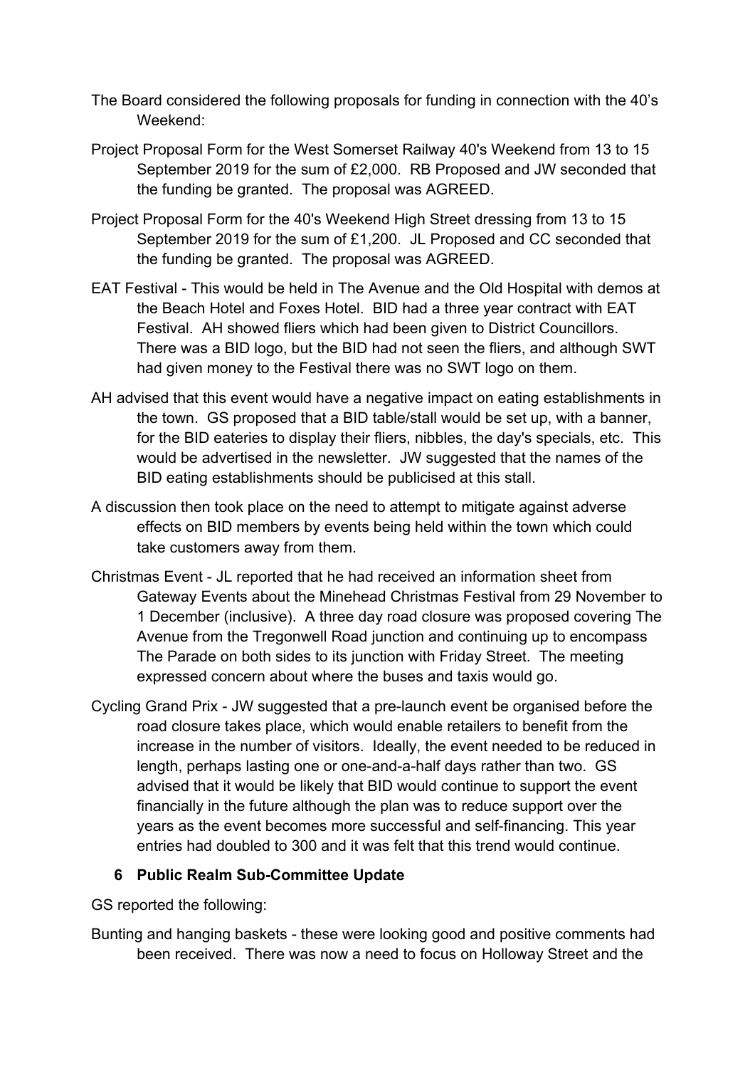The Board considered the following proposals for funding in connection with the 40's Weekend:

Project Proposal Form for the West Somerset Railway 40's Weekend from 13 to 15 September 2019 for the sum of £2,000. RB Proposed and JW seconded that the funding be granted. The proposal was AGREED.

Project Proposal Form for the 40's Weekend High Street dressing from 13 to 15 September 2019 for the sum of £1,200. JL Proposed and CC seconded that the funding be granted. The proposal was AGREED.

EAT Festival - This would be held in The Avenue and the Old Hospital with demos at the Beach Hotel and Foxes Hotel. BID had a three year contract with EAT Festival. AH showed fliers which had been given to District Councillors. There was a BID logo, but the BID had not seen the fliers, and although SWT had given money to the Festival there was no SWT logo on them.

AH advised that this event would have a negative impact on eating establishments in the town. GS proposed that a BID table/stall would be set up, with a banner, for the BID eateries to display their fliers, nibbles, the day's specials, etc. This would be advertised in the newsletter. JW suggested that the names of the BID eating establishments should be publicised at this stall.

A discussion then took place on the need to attempt to mitigate against adverse effects on BID members by events being held within the town which could take customers away from them.

Christmas Event - JL reported that he had received an information sheet from Gateway Events about the Minehead Christmas Festival from 29 November to 1 December (inclusive). A three day road closure was proposed covering The Avenue from the Tregonwell Road junction and continuing up to encompass The Parade on both sides to its junction with Friday Street. The meeting expressed concern about where the buses and taxis would go.

Cycling Grand Prix - JW suggested that a pre-launch event be organised before the road closure takes place, which would enable retailers to benefit from the increase in the number of visitors. Ideally, the event needed to be reduced in length, perhaps lasting one or one-and-a-half days rather than two. GS advised that it would be likely that BID would continue to support the event financially in the future although the plan was to reduce support over the years as the event becomes more successful and self-financing. This year entries had doubled to 300 and it was felt that this trend would continue.

## 6 Public Realm Sub-Committee Update

GS reported the following:

Bunting and hanging baskets - these were looking good and positive comments had been received. There was now a need to focus on Holloway Street and the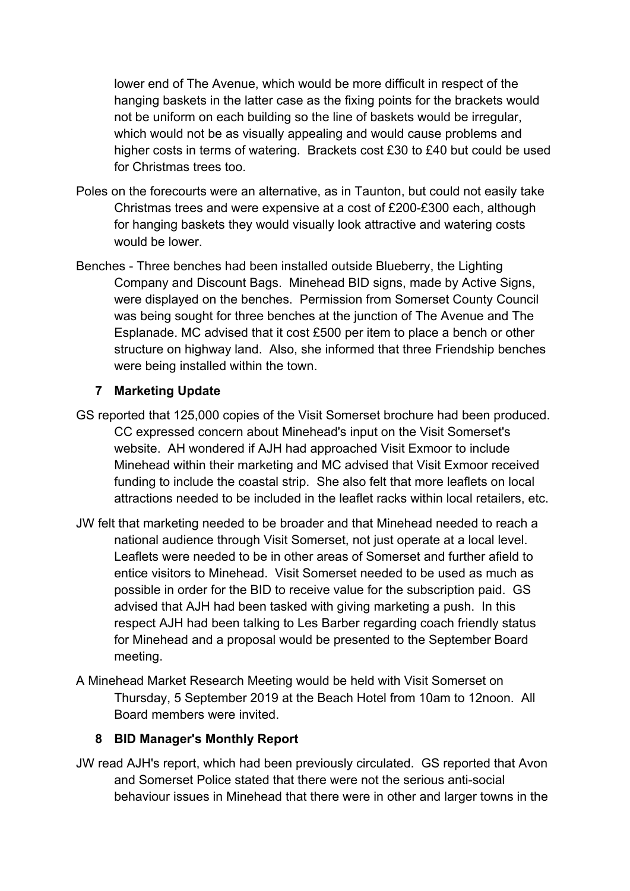lower end of The Avenue, which would be more difficult in respect of the hanging baskets in the latter case as the fixing points for the brackets would not be uniform on each building so the line of baskets would be irregular, which would not be as visually appealing and would cause problems and higher costs in terms of watering. Brackets cost £30 to £40 but could be used for Christmas trees too.

Poles on the forecourts were an alternative, as in Taunton, but could not easily take Christmas trees and were expensive at a cost of £200-£300 each, although for hanging baskets they would visually look attractive and watering costs would be lower.

Benches - Three benches had been installed outside Blueberry, the Lighting Company and Discount Bags. Minehead BID signs, made by Active Signs, were displayed on the benches. Permission from Somerset County Council was being sought for three benches at the junction of The Avenue and The Esplanade. MC advised that it cost £500 per item to place a bench or other structure on highway land. Also, she informed that three Friendship benches were being installed within the town.

## 7 Marketing Update

GS reported that 125,000 copies of the Visit Somerset brochure had been produced. CC expressed concern about Minehead's input on the Visit Somerset's website. AH wondered if AJH had approached Visit Exmoor to include Minehead within their marketing and MC advised that Visit Exmoor received funding to include the coastal strip. She also felt that more leaflets on local attractions needed to be included in the leaflet racks within local retailers, etc.

JW felt that marketing needed to be broader and that Minehead needed to reach a national audience through Visit Somerset, not just operate at a local level. Leaflets were needed to be in other areas of Somerset and further afield to entice visitors to Minehead. Visit Somerset needed to be used as much as possible in order for the BID to receive value for the subscription paid. GS advised that AJH had been tasked with giving marketing a push. In this respect AJH had been talking to Les Barber regarding coach friendly status for Minehead and a proposal would be presented to the September Board meeting.

A Minehead Market Research Meeting would be held with Visit Somerset on Thursday, 5 September 2019 at the Beach Hotel from 10am to 12noon. All Board members were invited.

## 8 BID Manager's Monthly Report

JW read AJH's report, which had been previously circulated. GS reported that Avon and Somerset Police stated that there were not the serious anti-social behaviour issues in Minehead that there were in other and larger towns in the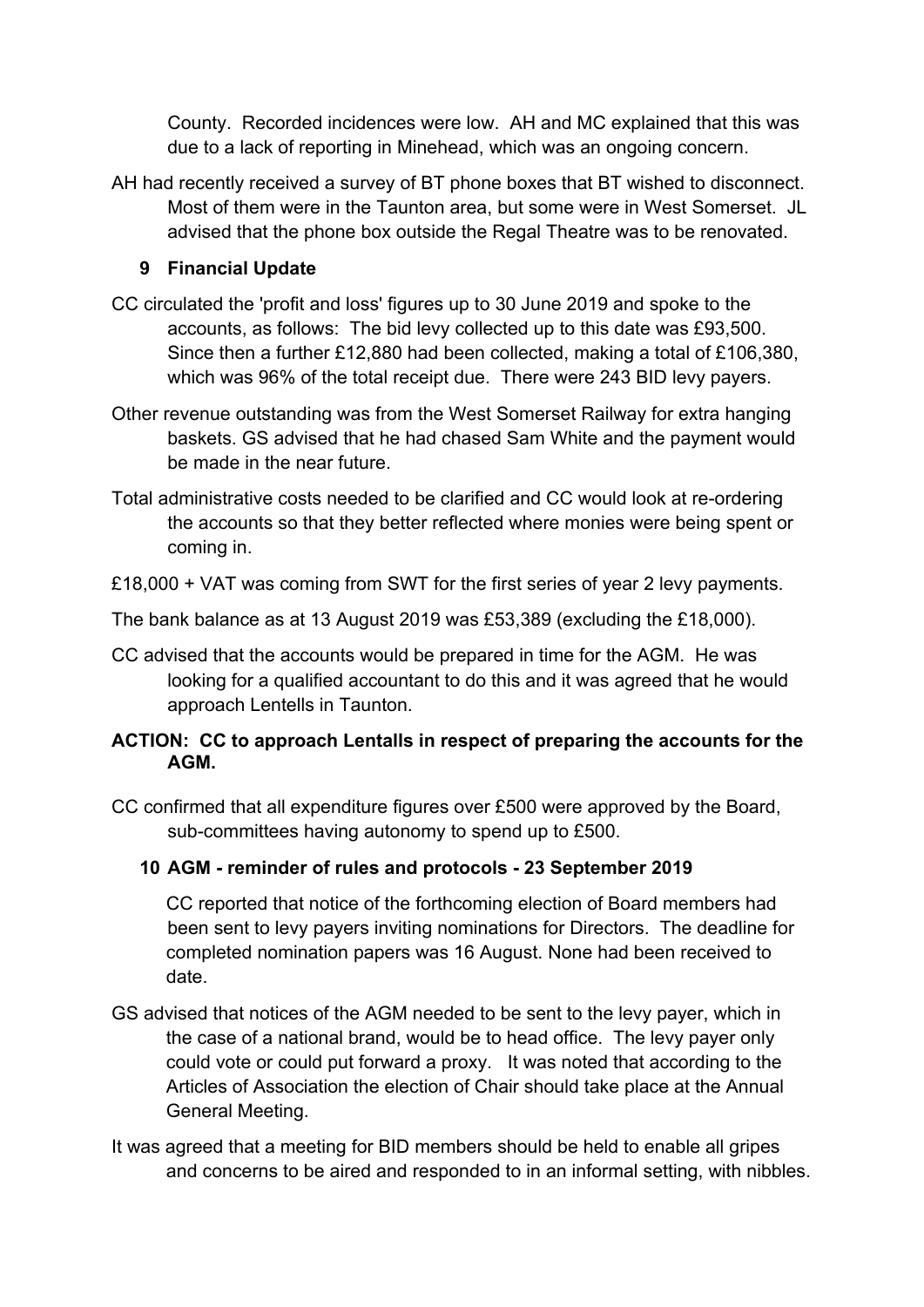County. Recorded incidences were low. AH and MC explained that this was due to a lack of reporting in Minehead, which was an ongoing concern.

AH had recently received a survey of BT phone boxes that BT wished to disconnect. Most of them were in the Taunton area, but some were in West Somerset. JL advised that the phone box outside the Regal Theatre was to be renovated.

## 9 Financial Update

CC circulated the 'profit and loss' figures up to 30 June 2019 and spoke to the accounts, as follows: The bid levy collected up to this date was £93,500. Since then a further £12,880 had been collected, making a total of £106,380, which was 96% of the total receipt due. There were 243 BID levy payers.

Other revenue outstanding was from the West Somerset Railway for extra hanging baskets. GS advised that he had chased Sam White and the payment would be made in the near future.

Total administrative costs needed to be clarified and CC would look at re-ordering the accounts so that they better reflected where monies were being spent or coming in.

£18,000 + VAT was coming from SWT for the first series of year 2 levy payments.

The bank balance as at 13 August 2019 was £53,389 (excluding the £18,000).

CC advised that the accounts would be prepared in time for the AGM. He was looking for a qualified accountant to do this and it was agreed that he would approach Lentells in Taunton.

**ACTION: CC to approach Lentalls in respect of preparing the accounts for the AGM.**

CC confirmed that all expenditure figures over £500 were approved by the Board, sub-committees having autonomy to spend up to £500.

## 10 AGM - reminder of rules and protocols - 23 September 2019

CC reported that notice of the forthcoming election of Board members had been sent to levy payers inviting nominations for Directors. The deadline for completed nomination papers was 16 August. None had been received to date.

GS advised that notices of the AGM needed to be sent to the levy payer, which in the case of a national brand, would be to head office. The levy payer only could vote or could put forward a proxy. It was noted that according to the Articles of Association the election of Chair should take place at the Annual General Meeting.

It was agreed that a meeting for BID members should be held to enable all gripes and concerns to be aired and responded to in an informal setting, with nibbles.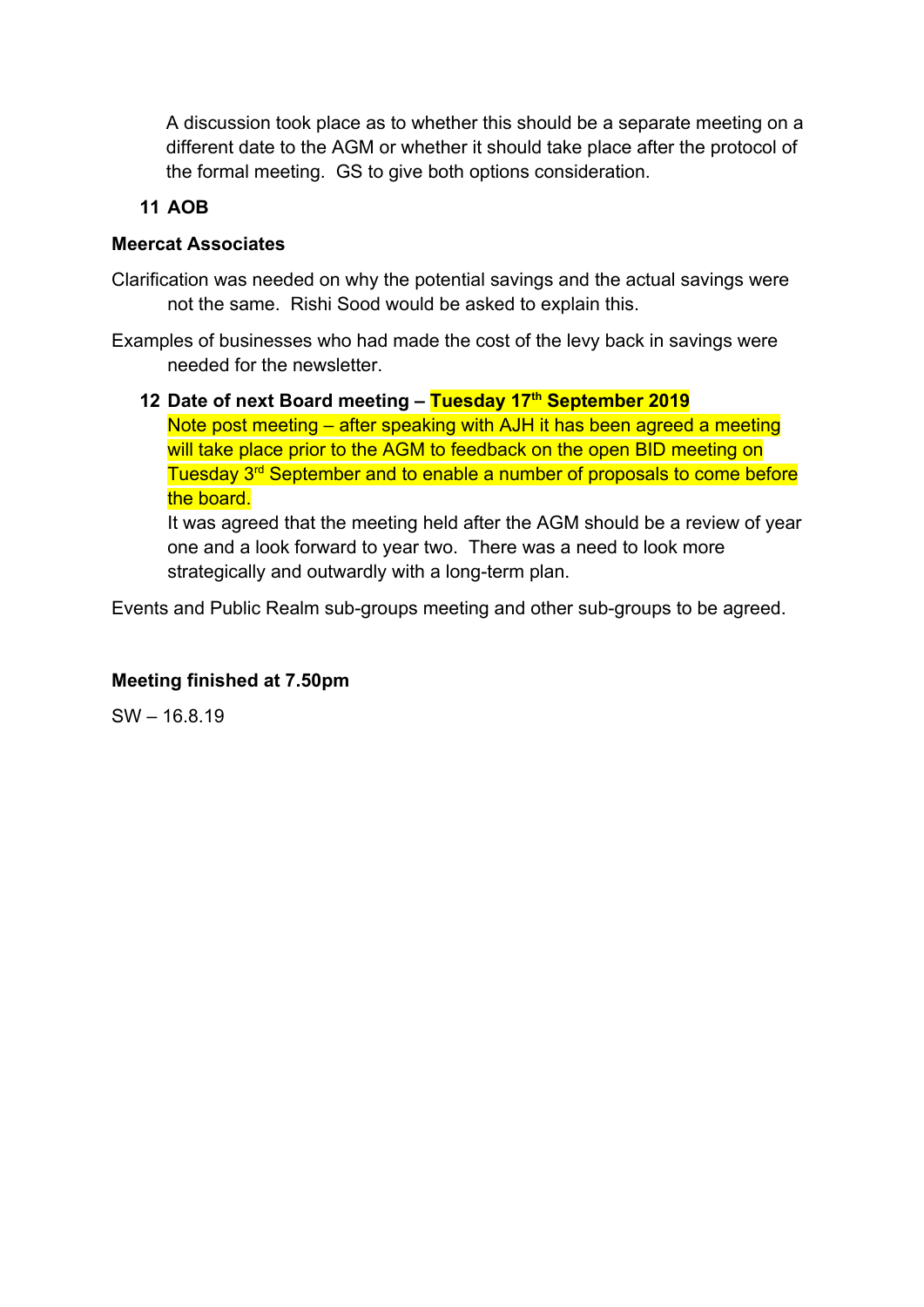A discussion took place as to whether this should be a separate meeting on a different date to the AGM or whether it should take place after the protocol of the formal meeting. GS to give both options consideration.

**11 AOB**

**Meercat Associates**

Clarification was needed on why the potential savings and the actual savings were not the same. Rishi Sood would be asked to explain this.

Examples of businesses who had made the cost of the levy back in savings were needed for the newsletter.

**12 Date of next Board meeting – Tuesday 17th September 2019**

Note post meeting – after speaking with AJH it has been agreed a meeting will take place prior to the AGM to feedback on the open BID meeting on Tuesday 3rd September and to enable a number of proposals to come before the board.

It was agreed that the meeting held after the AGM should be a review of year one and a look forward to year two. There was a need to look more strategically and outwardly with a long-term plan.

Events and Public Realm sub-groups meeting and other sub-groups to be agreed.

**Meeting finished at 7.50pm**

SW – 16.8.19